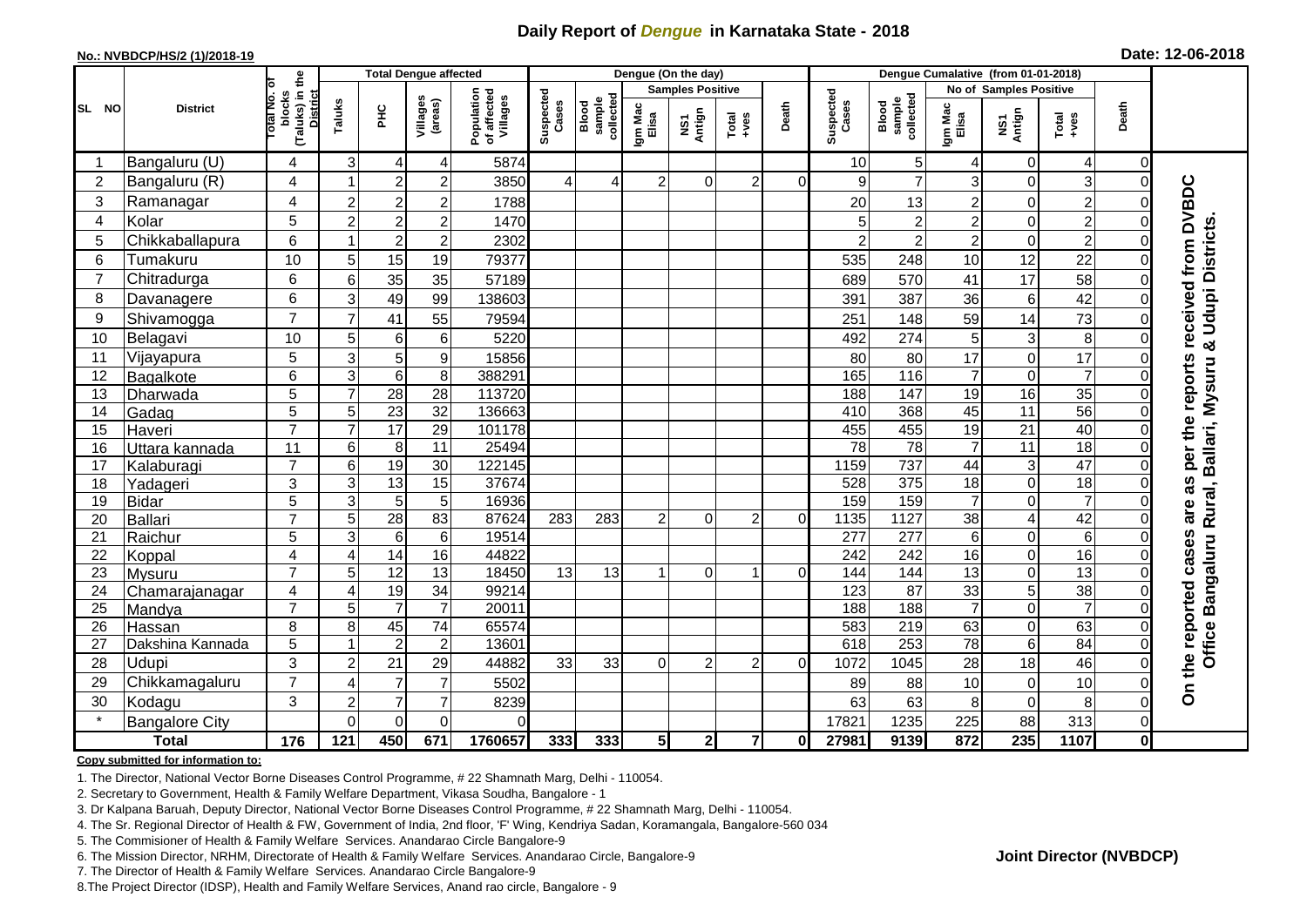# Daily Report of *Dengue* in Karnataka State - 2018

**No.: NVBDCP/HS/2 (1)/2018-19**

**Date: 12-06-2018**

| SL NO | District | Total No. of blocks (Taluks) in the District | Total Dengue affected | | | | Dengue (On the day) | | | | | | | Dengue Cumalative (from 01-01-2018) | | | | | | | |
|---|---|---|---|---|---|---|---|---|---|---|---|---|---|---|---|---|---|---|---|---|
| | | | Taluks | PHC | Villages (areas) | Population of affected Villages | Suspected Cases | Blood sample collected | Samples Positive | | | Death | Suspected Cases | Blood sample collected | No of Samples Positive | | | Death | |
| | | | | | | | | | Igm Mac Elisa | NS1 Antign | Total +ves | | | | Igm Mac Elisa | NS1 Antign | Total +ves | | |
| 1 | Bangaluru (U) | 4 | 3 | 4 | 4 | 5874 | | | | | | | 10 | 5 | 4 | 0 | 4 | 0 | On the reported cases are as per the reports received from DVBDC Office Bangaluru Rural, Ballari, Mysuru & Udupi Districts. |
| 2 | Bangaluru (R) | 4 | 1 | 2 | 2 | 3850 | 4 | 4 | 2 | 0 | 2 | 0 | 9 | 7 | 3 | 0 | 3 | 0 | |
| 3 | Ramanagar | 4 | 2 | 2 | 2 | 1788 | | | | | | | 20 | 13 | 2 | 0 | 2 | 0 | |
| 4 | Kolar | 5 | 2 | 2 | 2 | 1470 | | | | | | | 5 | 2 | 2 | 0 | 2 | 0 | |
| 5 | Chikkaballapura | 6 | 1 | 2 | 2 | 2302 | | | | | | | 2 | 2 | 2 | 0 | 2 | 0 | |
| 6 | Tumakuru | 10 | 5 | 15 | 19 | 79377 | | | | | | | 535 | 248 | 10 | 12 | 22 | 0 | |
| 7 | Chitradurga | 6 | 6 | 35 | 35 | 57189 | | | | | | | 689 | 570 | 41 | 17 | 58 | 0 | |
| 8 | Davanagere | 6 | 3 | 49 | 99 | 138603 | | | | | | | 391 | 387 | 36 | 6 | 42 | 0 | |
| 9 | Shivamogga | 7 | 7 | 41 | 55 | 79594 | | | | | | | 251 | 148 | 59 | 14 | 73 | 0 | |
| 10 | Belagavi | 10 | 5 | 6 | 6 | 5220 | | | | | | | 492 | 274 | 5 | 3 | 8 | 0 | |
| 11 | Vijayapura | 5 | 3 | 5 | 9 | 15856 | | | | | | | 80 | 80 | 17 | 0 | 17 | 0 | |
| 12 | Bagalkote | 6 | 3 | 6 | 8 | 388291 | | | | | | | 165 | 116 | 7 | 0 | 7 | 0 | |
| 13 | Dharwada | 5 | 7 | 28 | 28 | 113720 | | | | | | | 188 | 147 | 19 | 16 | 35 | 0 | |
| 14 | Gadag | 5 | 5 | 23 | 32 | 136663 | | | | | | | 410 | 368 | 45 | 11 | 56 | 0 | |
| 15 | Haveri | 7 | 7 | 17 | 29 | 101178 | | | | | | | 455 | 455 | 19 | 21 | 40 | 0 | |
| 16 | Uttara kannada | 11 | 6 | 8 | 11 | 25494 | | | | | | | 78 | 78 | 7 | 11 | 18 | 0 | |
| 17 | Kalaburagi | 7 | 6 | 19 | 30 | 122145 | | | | | | | 1159 | 737 | 44 | 3 | 47 | 0 | |
| 18 | Yadageri | 3 | 3 | 13 | 15 | 37674 | | | | | | | 528 | 375 | 18 | 0 | 18 | 0 | |
| 19 | Bidar | 5 | 3 | 5 | 5 | 16936 | | | | | | | 159 | 159 | 7 | 0 | 7 | 0 | |
| 20 | Ballari | 7 | 5 | 28 | 83 | 87624 | 283 | 283 | 2 | 0 | 2 | 0 | 1135 | 1127 | 38 | 4 | 42 | 0 | |
| 21 | Raichur | 5 | 3 | 6 | 6 | 19514 | | | | | | | 277 | 277 | 6 | 0 | 6 | 0 | |
| 22 | Koppal | 4 | 4 | 14 | 16 | 44822 | | | | | | | 242 | 242 | 16 | 0 | 16 | 0 | |
| 23 | Mysuru | 7 | 5 | 12 | 13 | 18450 | 13 | 13 | 1 | 0 | 1 | 0 | 144 | 144 | 13 | 0 | 13 | 0 | |
| 24 | Chamarajanagar | 4 | 4 | 19 | 34 | 99214 | | | | | | | 123 | 87 | 33 | 5 | 38 | 0 | |
| 25 | Mandya | 7 | 5 | 7 | 7 | 20011 | | | | | | | 188 | 188 | 7 | 0 | 7 | 0 | |
| 26 | Hassan | 8 | 8 | 45 | 74 | 65574 | | | | | | | 583 | 219 | 63 | 0 | 63 | 0 | |
| 27 | Dakshina Kannada | 5 | 1 | 2 | 2 | 13601 | | | | | | | 618 | 253 | 78 | 6 | 84 | 0 | |
| 28 | Udupi | 3 | 2 | 21 | 29 | 44882 | 33 | 33 | 0 | 2 | 2 | 0 | 1072 | 1045 | 28 | 18 | 46 | 0 | |
| 29 | Chikkamagaluru | 7 | 4 | 7 | 7 | 5502 | | | | | | | 89 | 88 | 10 | 0 | 10 | 0 | |
| 30 | Kodagu | 3 | 2 | 7 | 7 | 8239 | | | | | | | 63 | 63 | 8 | 0 | 8 | 0 | |
| * | Bangalore City | | 0 | 0 | 0 | 0 | | | | | | | 17821 | 1235 | 225 | 88 | 313 | 0 | |
| | **Total** | **176** | **121** | **450** | **671** | **1760657** | **333** | **333** | **5** | **2** | **7** | **0** | **27981** | **9139** | **872** | **235** | **1107** | **0** | |

**Copy submitted for information to:**

1. The Director, National Vector Borne Diseases Control Programme, # 22 Shamnath Marg, Delhi - 110054.
2. Secretary to Government, Health & Family Welfare Department, Vikasa Soudha, Bangalore - 1
3. Dr Kalpana Baruah, Deputy Director, National Vector Borne Diseases Control Programme, # 22 Shamnath Marg, Delhi - 110054.
4. The Sr. Regional Director of Health & FW, Government of India, 2nd floor, 'F' Wing, Kendriya Sadan, Koramangala, Bangalore-560 034
5. The Commisioner of Health & Family Welfare Services. Anandarao Circle Bangalore-9
6. The Mission Director, NRHM, Directorate of Health & Family Welfare Services. Anandarao Circle, Bangalore-9
7. The Director of Health & Family Welfare Services. Anandarao Circle Bangalore-9
8. The Project Director (IDSP), Health and Family Welfare Services, Anand rao circle, Bangalore - 9

**Joint Director (NVBDCP)**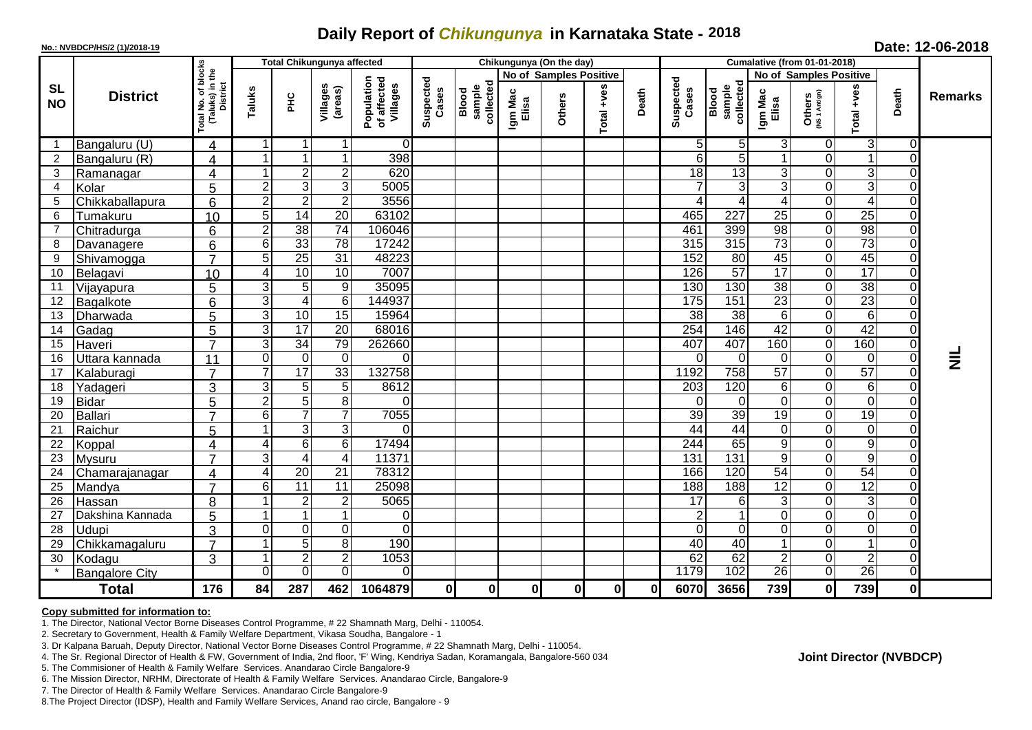# Daily Report of *Chikungunya* in Karnataka State - 2018

**No.: NVBDCP/HS/2 (1)/2018-19**

**Date: 12-06-2018**

| SL NO | District | Total No. of blocks (Taluks) in the District | Total Chikungunya affected | | | | Chikungunya (On the day) | | | | | | | Cumalative (from 01-01-2018) | | | | | | | Remarks |
|---|---|---|---|---|---|---|---|---|---|---|---|---|---|---|---|---|---|---|---|---|---|
| | | | | | | | | | No of Samples Positive | | | | | | | No of Samples Positive | | | | | |
| | | | Taluks | PHC | Villages (areas) | Population of affected Villages | Suspected Cases | Blood sample collected | Igm Mac Elisa | Others | Total +ves | Death | Suspected Cases | Blood sample collected | Igm Mac Elisa | Others (NS 1 Antign) | Total +ves | Death | |
| 1 | Bangaluru (U) | 4 | 1 | 1 | 1 | 0 | | | | | | | 5 | 5 | 3 | 0 | 3 | 0 | NIL |
| 2 | Bangaluru (R) | 4 | 1 | 1 | 1 | 398 | | | | | | | 6 | 5 | 1 | 0 | 1 | 0 | |
| 3 | Ramanagar | 4 | 1 | 2 | 2 | 620 | | | | | | | 18 | 13 | 3 | 0 | 3 | 0 | |
| 4 | Kolar | 5 | 2 | 3 | 3 | 5005 | | | | | | | 7 | 3 | 3 | 0 | 3 | 0 | |
| 5 | Chikkaballapura | 6 | 2 | 2 | 2 | 3556 | | | | | | | 4 | 4 | 4 | 0 | 4 | 0 | |
| 6 | Tumakuru | 10 | 5 | 14 | 20 | 63102 | | | | | | | 465 | 227 | 25 | 0 | 25 | 0 | |
| 7 | Chitradurga | 6 | 2 | 38 | 74 | 106046 | | | | | | | 461 | 399 | 98 | 0 | 98 | 0 | |
| 8 | Davanagere | 6 | 6 | 33 | 78 | 17242 | | | | | | | 315 | 315 | 73 | 0 | 73 | 0 | |
| 9 | Shivamogga | 7 | 5 | 25 | 31 | 48223 | | | | | | | 152 | 80 | 45 | 0 | 45 | 0 | |
| 10 | Belagavi | 10 | 4 | 10 | 10 | 7007 | | | | | | | 126 | 57 | 17 | 0 | 17 | 0 | |
| 11 | Vijayapura | 5 | 3 | 5 | 9 | 35095 | | | | | | | 130 | 130 | 38 | 0 | 38 | 0 | |
| 12 | Bagalkote | 6 | 3 | 4 | 6 | 144937 | | | | | | | 175 | 151 | 23 | 0 | 23 | 0 | |
| 13 | Dharwada | 5 | 3 | 10 | 15 | 15964 | | | | | | | 38 | 38 | 6 | 0 | 6 | 0 | |
| 14 | Gadag | 5 | 3 | 17 | 20 | 68016 | | | | | | | 254 | 146 | 42 | 0 | 42 | 0 | |
| 15 | Haveri | 7 | 3 | 34 | 79 | 262660 | | | | | | | 407 | 407 | 160 | 0 | 160 | 0 | |
| 16 | Uttara kannada | 11 | 0 | 0 | 0 | 0 | | | | | | | 0 | 0 | 0 | 0 | 0 | 0 | |
| 17 | Kalaburagi | 7 | 7 | 17 | 33 | 132758 | | | | | | | 1192 | 758 | 57 | 0 | 57 | 0 | |
| 18 | Yadageri | 3 | 3 | 5 | 5 | 8612 | | | | | | | 203 | 120 | 6 | 0 | 6 | 0 | |
| 19 | Bidar | 5 | 2 | 5 | 8 | 0 | | | | | | | 0 | 0 | 0 | 0 | 0 | 0 | |
| 20 | Ballari | 7 | 6 | 7 | 7 | 7055 | | | | | | | 39 | 39 | 19 | 0 | 19 | 0 | |
| 21 | Raichur | 5 | 1 | 3 | 3 | 0 | | | | | | | 44 | 44 | 0 | 0 | 0 | 0 | |
| 22 | Koppal | 4 | 4 | 6 | 6 | 17494 | | | | | | | 244 | 65 | 9 | 0 | 9 | 0 | |
| 23 | Mysuru | 7 | 3 | 4 | 4 | 11371 | | | | | | | 131 | 131 | 9 | 0 | 9 | 0 | |
| 24 | Chamarajanagar | 4 | 4 | 20 | 21 | 78312 | | | | | | | 166 | 120 | 54 | 0 | 54 | 0 | |
| 25 | Mandya | 7 | 6 | 11 | 11 | 25098 | | | | | | | 188 | 188 | 12 | 0 | 12 | 0 | |
| 26 | Hassan | 8 | 1 | 2 | 2 | 5065 | | | | | | | 17 | 6 | 3 | 0 | 3 | 0 | |
| 27 | Dakshina Kannada | 5 | 1 | 1 | 1 | 0 | | | | | | | 2 | 1 | 0 | 0 | 0 | 0 | |
| 28 | Udupi | 3 | 0 | 0 | 0 | 0 | | | | | | | 0 | 0 | 0 | 0 | 0 | 0 | |
| 29 | Chikkamagaluru | 7 | 1 | 5 | 8 | 190 | | | | | | | 40 | 40 | 1 | 0 | 1 | 0 | |
| 30 | Kodagu | 3 | 1 | 2 | 2 | 1053 | | | | | | | 62 | 62 | 2 | 0 | 2 | 0 | |
| * | Bangalore City | | 0 | 0 | 0 | 0 | | | | | | | 1179 | 102 | 26 | 0 | 26 | 0 | |
| **Total** | | **176** | **84** | **287** | **462** | **1064879** | **0** | **0** | **0** | **0** | **0** | **0** | **6070** | **3656** | **739** | **0** | **739** | **0** | |

**Copy submitted for information to:**

1. The Director, National Vector Borne Diseases Control Programme, # 22 Shamnath Marg, Delhi - 110054.
2. Secretary to Government, Health & Family Welfare Department, Vikasa Soudha, Bangalore - 1
3. Dr Kalpana Baruah, Deputy Director, National Vector Borne Diseases Control Programme, # 22 Shamnath Marg, Delhi - 110054.
4. The Sr. Regional Director of Health & FW, Government of India, 2nd floor, 'F' Wing, Kendriya Sadan, Koramangala, Bangalore-560 034
5. The Commisioner of Health & Family Welfare Services. Anandarao Circle Bangalore-9
6. The Mission Director, NRHM, Directorate of Health & Family Welfare Services. Anandarao Circle, Bangalore-9
7. The Director of Health & Family Welfare Services. Anandarao Circle Bangalore-9
8. The Project Director (IDSP), Health and Family Welfare Services, Anand rao circle, Bangalore - 9

**Joint Director (NVBDCP)**